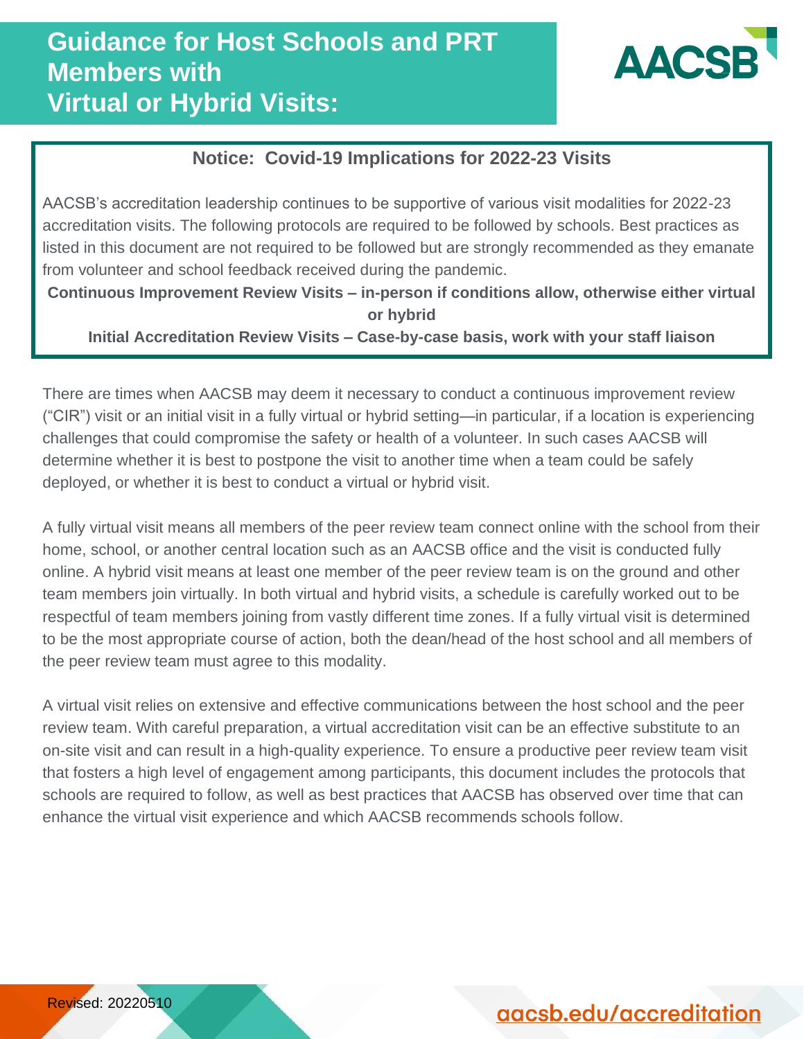# Guidance for Host Schools and PRT Members with Virtual or Hybrid Visits:

**Notice: Covid-19 Implications for 2022-23 Visits**

AACSB's accreditation leadership continues to be supportive of various visit modalities for 2022-23 accreditation visits. The following protocols are required to be followed by schools. Best practices as listed in this document are not required to be followed but are strongly recommended as they emanate from volunteer and school feedback received during the pandemic.

**Continuous Improvement Review Visits – in-person if conditions allow, otherwise either virtual or hybrid**

**Initial Accreditation Review Visits – Case-by-case basis, work with your staff liaison**

There are times when AACSB may deem it necessary to conduct a continuous improvement review ("CIR") visit or an initial visit in a fully virtual or hybrid setting—in particular, if a location is experiencing challenges that could compromise the safety or health of a volunteer. In such cases AACSB will determine whether it is best to postpone the visit to another time when a team could be safely deployed, or whether it is best to conduct a virtual or hybrid visit.

A fully virtual visit means all members of the peer review team connect online with the school from their home, school, or another central location such as an AACSB office and the visit is conducted fully online. A hybrid visit means at least one member of the peer review team is on the ground and other team members join virtually. In both virtual and hybrid visits, a schedule is carefully worked out to be respectful of team members joining from vastly different time zones. If a fully virtual visit is determined to be the most appropriate course of action, both the dean/head of the host school and all members of the peer review team must agree to this modality.

A virtual visit relies on extensive and effective communications between the host school and the peer review team. With careful preparation, a virtual accreditation visit can be an effective substitute to an on-site visit and can result in a high-quality experience. To ensure a productive peer review team visit that fosters a high level of engagement among participants, this document includes the protocols that schools are required to follow, as well as best practices that AACSB has observed over time that can enhance the virtual visit experience and which AACSB recommends schools follow.

Revised: 20220510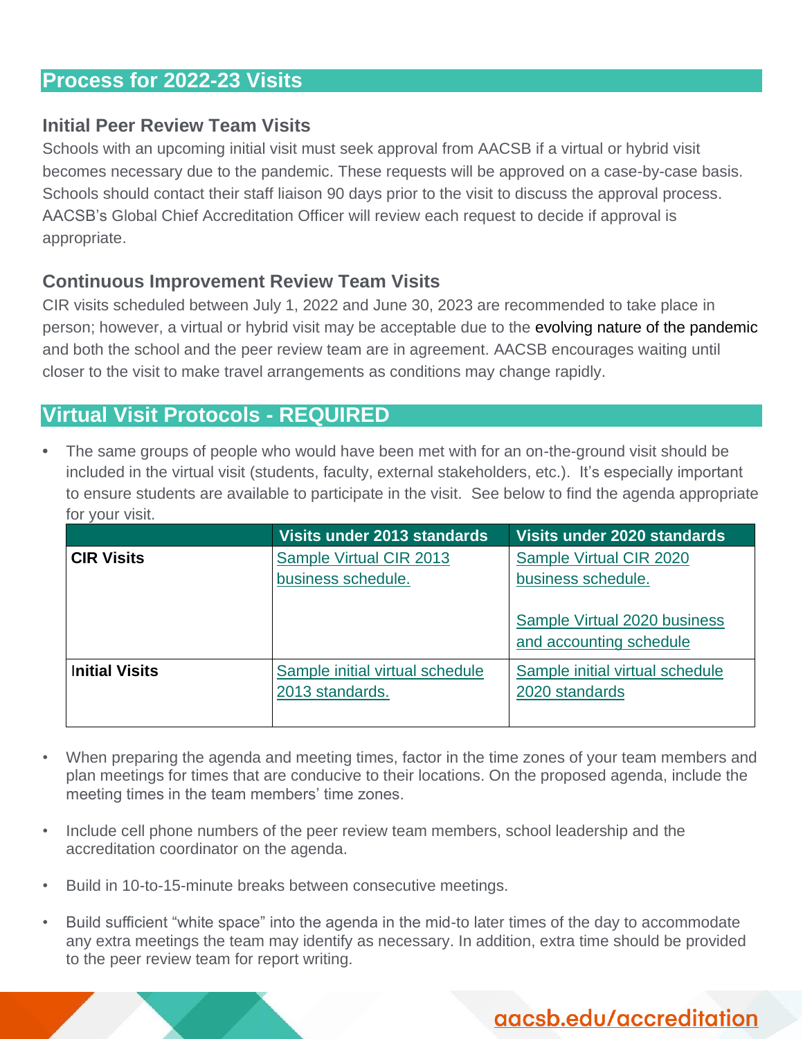## Process for 2022-23 Visits

### Initial Peer Review Team Visits

Schools with an upcoming initial visit must seek approval from AACSB if a virtual or hybrid visit becomes necessary due to the pandemic. These requests will be approved on a case-by-case basis. Schools should contact their staff liaison 90 days prior to the visit to discuss the approval process. AACSB's Global Chief Accreditation Officer will review each request to decide if approval is appropriate.

### Continuous Improvement Review Team Visits

CIR visits scheduled between July 1, 2022 and June 30, 2023 are recommended to take place in person; however, a virtual or hybrid visit may be acceptable due to the evolving nature of the pandemic and both the school and the peer review team are in agreement. AACSB encourages waiting until closer to the visit to make travel arrangements as conditions may change rapidly.

## Virtual Visit Protocols - REQUIRED

- The same groups of people who would have been met with for an on-the-ground visit should be included in the virtual visit (students, faculty, external stakeholders, etc.). It's especially important to ensure students are available to participate in the visit. See below to find the agenda appropriate for your visit.

| | Visits under 2013 standards | Visits under 2020 standards |
|---|---|---|
| **CIR Visits** | Sample Virtual CIR 2013 business schedule. | Sample Virtual CIR 2020 business schedule.<br><br>Sample Virtual 2020 business and accounting schedule |
| **Initial Visits** | Sample initial virtual schedule 2013 standards. | Sample initial virtual schedule 2020 standards |

- When preparing the agenda and meeting times, factor in the time zones of your team members and plan meetings for times that are conducive to their locations. On the proposed agenda, include the meeting times in the team members' time zones.
- Include cell phone numbers of the peer review team members, school leadership and the accreditation coordinator on the agenda.
- Build in 10-to-15-minute breaks between consecutive meetings.
- Build sufficient "white space" into the agenda in the mid-to later times of the day to accommodate any extra meetings the team may identify as necessary. In addition, extra time should be provided to the peer review team for report writing.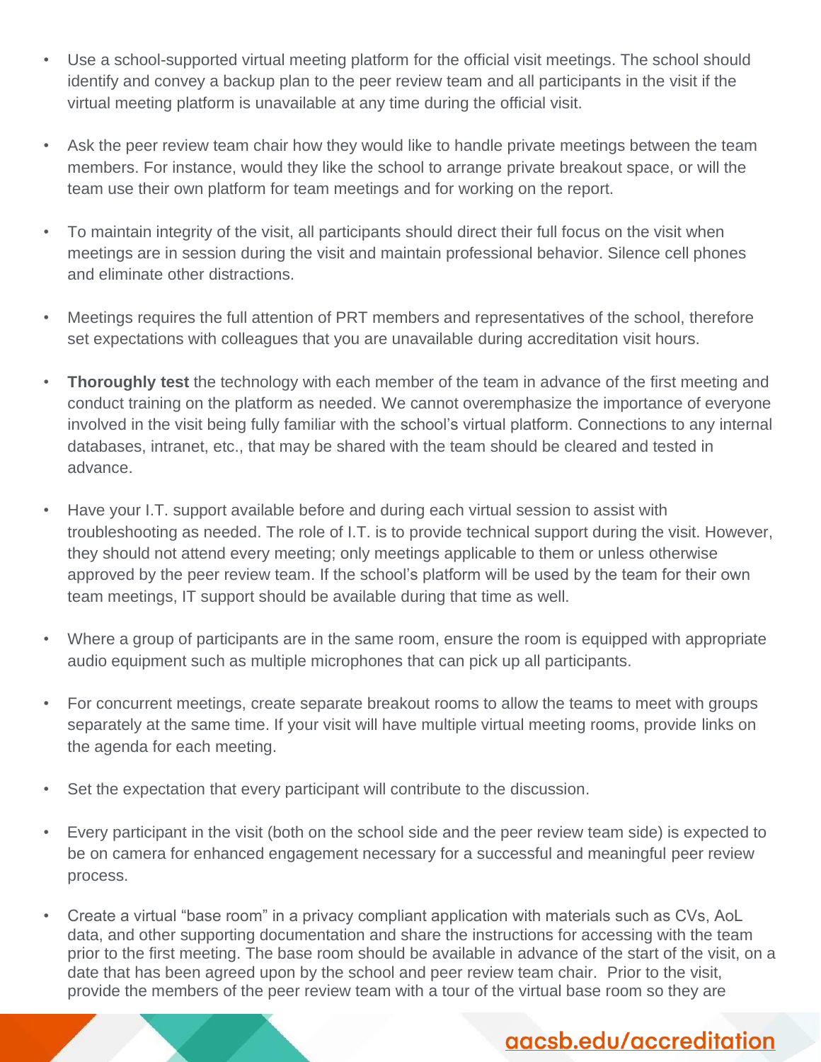- Use a school-supported virtual meeting platform for the official visit meetings. The school should identify and convey a backup plan to the peer review team and all participants in the visit if the virtual meeting platform is unavailable at any time during the official visit.

- Ask the peer review team chair how they would like to handle private meetings between the team members. For instance, would they like the school to arrange private breakout space, or will the team use their own platform for team meetings and for working on the report.

- To maintain integrity of the visit, all participants should direct their full focus on the visit when meetings are in session during the visit and maintain professional behavior. Silence cell phones and eliminate other distractions.

- Meetings requires the full attention of PRT members and representatives of the school, therefore set expectations with colleagues that you are unavailable during accreditation visit hours.

- **Thoroughly test** the technology with each member of the team in advance of the first meeting and conduct training on the platform as needed. We cannot overemphasize the importance of everyone involved in the visit being fully familiar with the school's virtual platform. Connections to any internal databases, intranet, etc., that may be shared with the team should be cleared and tested in advance.

- Have your I.T. support available before and during each virtual session to assist with troubleshooting as needed. The role of I.T. is to provide technical support during the visit. However, they should not attend every meeting; only meetings applicable to them or unless otherwise approved by the peer review team. If the school's platform will be used by the team for their own team meetings, IT support should be available during that time as well.

- Where a group of participants are in the same room, ensure the room is equipped with appropriate audio equipment such as multiple microphones that can pick up all participants.

- For concurrent meetings, create separate breakout rooms to allow the teams to meet with groups separately at the same time. If your visit will have multiple virtual meeting rooms, provide links on the agenda for each meeting.

- Set the expectation that every participant will contribute to the discussion.

- Every participant in the visit (both on the school side and the peer review team side) is expected to be on camera for enhanced engagement necessary for a successful and meaningful peer review process.

- Create a virtual "base room" in a privacy compliant application with materials such as CVs, AoL data, and other supporting documentation and share the instructions for accessing with the team prior to the first meeting. The base room should be available in advance of the start of the visit, on a date that has been agreed upon by the school and peer review team chair. Prior to the visit, provide the members of the peer review team with a tour of the virtual base room so they are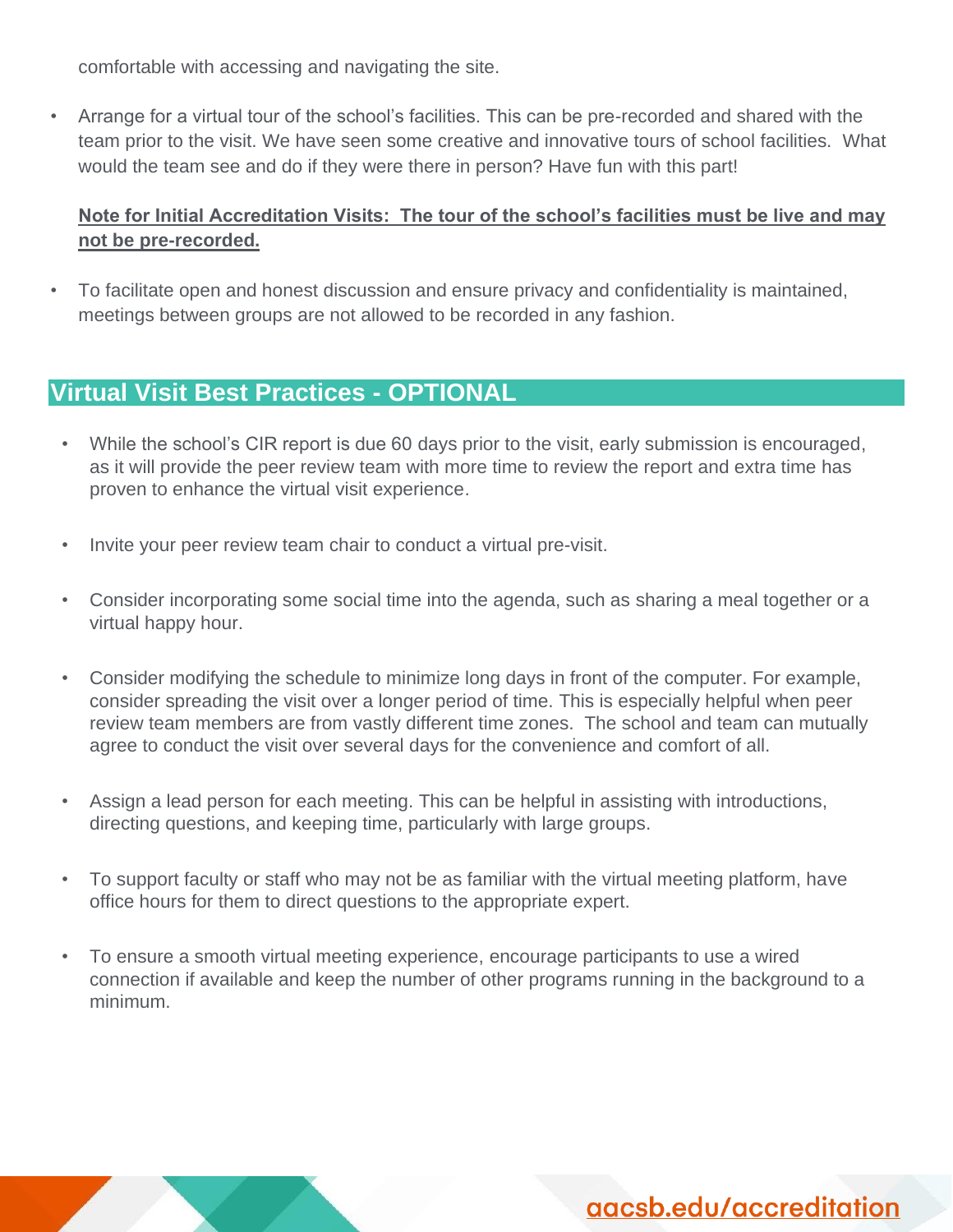comfortable with accessing and navigating the site.

- Arrange for a virtual tour of the school's facilities. This can be pre-recorded and shared with the team prior to the visit. We have seen some creative and innovative tours of school facilities. What would the team see and do if they were there in person? Have fun with this part!

  **Note for Initial Accreditation Visits: The tour of the school's facilities must be live and may not be pre-recorded.**

- To facilitate open and honest discussion and ensure privacy and confidentiality is maintained, meetings between groups are not allowed to be recorded in any fashion.

## Virtual Visit Best Practices - OPTIONAL

- While the school's CIR report is due 60 days prior to the visit, early submission is encouraged, as it will provide the peer review team with more time to review the report and extra time has proven to enhance the virtual visit experience.
- Invite your peer review team chair to conduct a virtual pre-visit.
- Consider incorporating some social time into the agenda, such as sharing a meal together or a virtual happy hour.
- Consider modifying the schedule to minimize long days in front of the computer. For example, consider spreading the visit over a longer period of time. This is especially helpful when peer review team members are from vastly different time zones. The school and team can mutually agree to conduct the visit over several days for the convenience and comfort of all.
- Assign a lead person for each meeting. This can be helpful in assisting with introductions, directing questions, and keeping time, particularly with large groups.
- To support faculty or staff who may not be as familiar with the virtual meeting platform, have office hours for them to direct questions to the appropriate expert.
- To ensure a smooth virtual meeting experience, encourage participants to use a wired connection if available and keep the number of other programs running in the background to a minimum.

aacsb.edu/accreditation